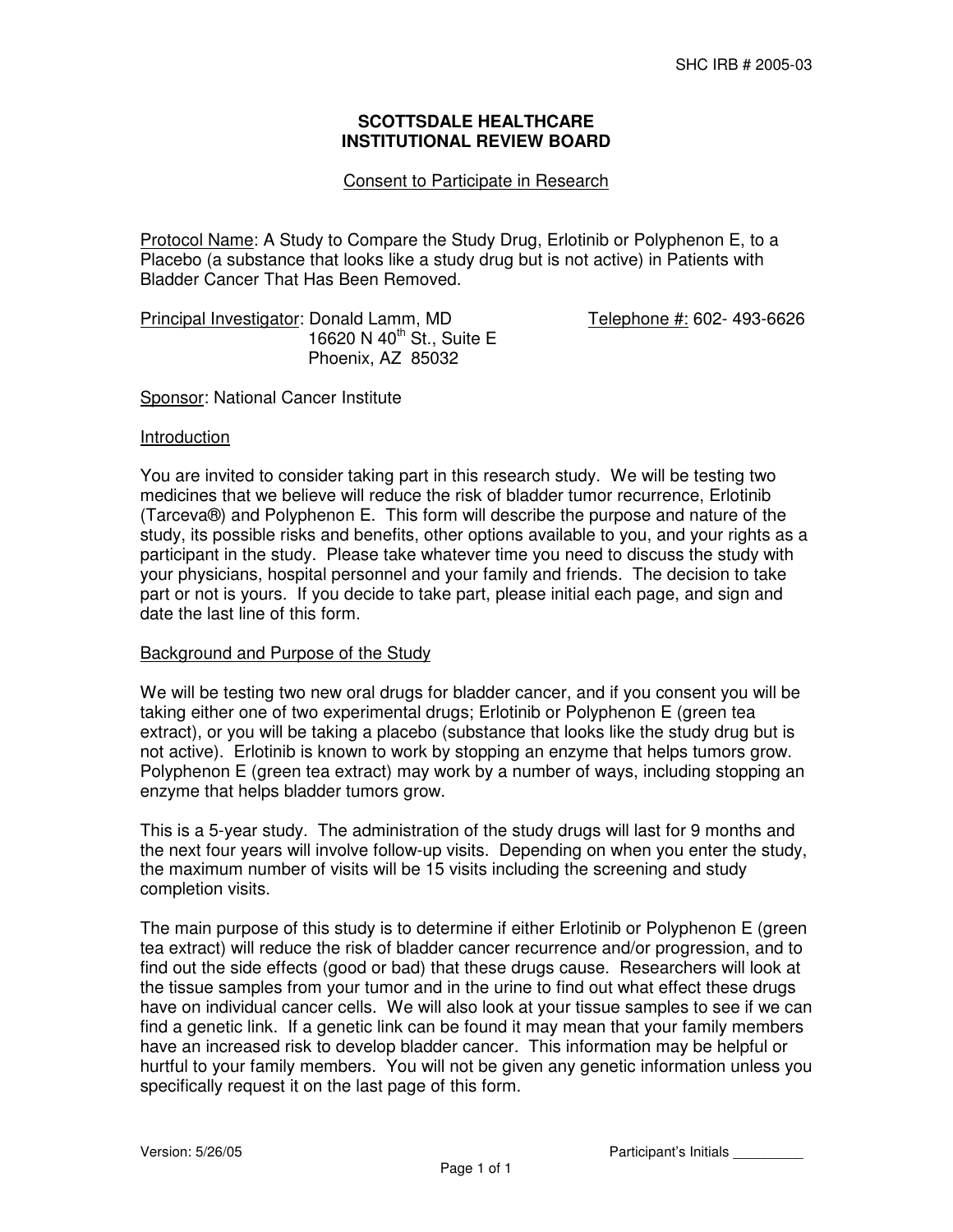SHC IRB # 2005-03

**SCOTTSDALE HEALTHCARE**
**INSTITUTIONAL REVIEW BOARD**

Consent to Participate in Research

Protocol Name: A Study to Compare the Study Drug, Erlotinib or Polyphenon E, to a Placebo (a substance that looks like a study drug but is not active) in Patients with Bladder Cancer That Has Been Removed.

Principal Investigator: Donald Lamm, MD
16620 N 40th St., Suite E
Phoenix, AZ 85032

Telephone #: 602- 493-6626

Sponsor: National Cancer Institute

Introduction

You are invited to consider taking part in this research study. We will be testing two medicines that we believe will reduce the risk of bladder tumor recurrence, Erlotinib (Tarceva®) and Polyphenon E. This form will describe the purpose and nature of the study, its possible risks and benefits, other options available to you, and your rights as a participant in the study. Please take whatever time you need to discuss the study with your physicians, hospital personnel and your family and friends. The decision to take part or not is yours. If you decide to take part, please initial each page, and sign and date the last line of this form.

Background and Purpose of the Study

We will be testing two new oral drugs for bladder cancer, and if you consent you will be taking either one of two experimental drugs; Erlotinib or Polyphenon E (green tea extract), or you will be taking a placebo (substance that looks like the study drug but is not active). Erlotinib is known to work by stopping an enzyme that helps tumors grow. Polyphenon E (green tea extract) may work by a number of ways, including stopping an enzyme that helps bladder tumors grow.

This is a 5-year study. The administration of the study drugs will last for 9 months and the next four years will involve follow-up visits. Depending on when you enter the study, the maximum number of visits will be 15 visits including the screening and study completion visits.

The main purpose of this study is to determine if either Erlotinib or Polyphenon E (green tea extract) will reduce the risk of bladder cancer recurrence and/or progression, and to find out the side effects (good or bad) that these drugs cause. Researchers will look at the tissue samples from your tumor and in the urine to find out what effect these drugs have on individual cancer cells. We will also look at your tissue samples to see if we can find a genetic link. If a genetic link can be found it may mean that your family members have an increased risk to develop bladder cancer. This information may be helpful or hurtful to your family members. You will not be given any genetic information unless you specifically request it on the last page of this form.

Version: 5/26/05

Participant's Initials _________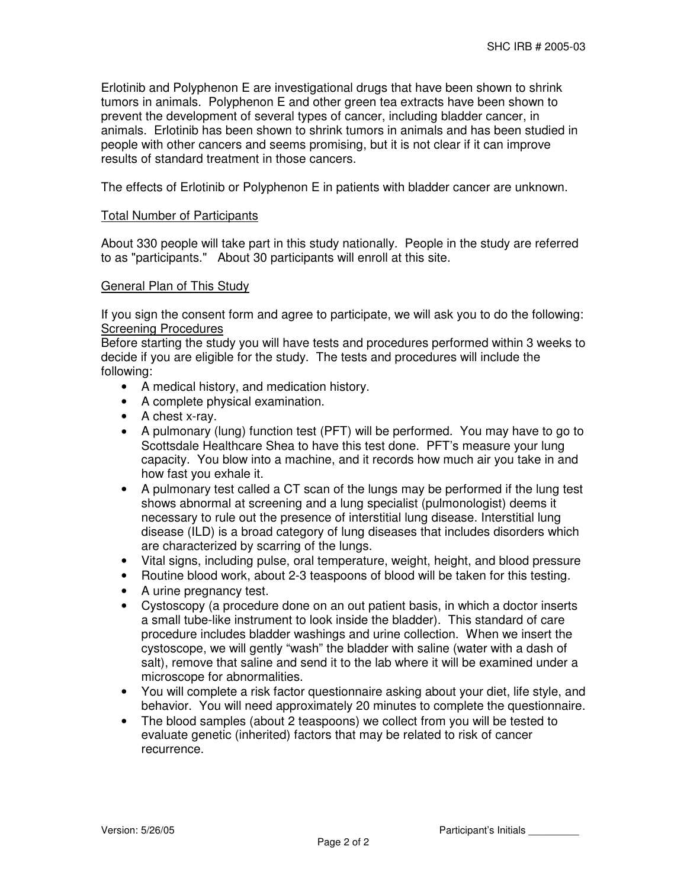Erlotinib and Polyphenon E are investigational drugs that have been shown to shrink tumors in animals. Polyphenon E and other green tea extracts have been shown to prevent the development of several types of cancer, including bladder cancer, in animals. Erlotinib has been shown to shrink tumors in animals and has been studied in people with other cancers and seems promising, but it is not clear if it can improve results of standard treatment in those cancers.

The effects of Erlotinib or Polyphenon E in patients with bladder cancer are unknown.

<u>Total Number of Participants</u>

About 330 people will take part in this study nationally. People in the study are referred to as "participants." About 30 participants will enroll at this site.

<u>General Plan of This Study</u>

If you sign the consent form and agree to participate, we will ask you to do the following:

<u>Screening Procedures</u>

Before starting the study you will have tests and procedures performed within 3 weeks to decide if you are eligible for the study. The tests and procedures will include the following:

- A medical history, and medication history.
- A complete physical examination.
- A chest x-ray.
- A pulmonary (lung) function test (PFT) will be performed. You may have to go to Scottsdale Healthcare Shea to have this test done. PFT's measure your lung capacity. You blow into a machine, and it records how much air you take in and how fast you exhale it.
- A pulmonary test called a CT scan of the lungs may be performed if the lung test shows abnormal at screening and a lung specialist (pulmonologist) deems it necessary to rule out the presence of interstitial lung disease. Interstitial lung disease (ILD) is a broad category of lung diseases that includes disorders which are characterized by scarring of the lungs.
- Vital signs, including pulse, oral temperature, weight, height, and blood pressure
- Routine blood work, about 2-3 teaspoons of blood will be taken for this testing.
- A urine pregnancy test.
- Cystoscopy (a procedure done on an out patient basis, in which a doctor inserts a small tube-like instrument to look inside the bladder). This standard of care procedure includes bladder washings and urine collection. When we insert the cystoscope, we will gently "wash" the bladder with saline (water with a dash of salt), remove that saline and send it to the lab where it will be examined under a microscope for abnormalities.
- You will complete a risk factor questionnaire asking about your diet, life style, and behavior. You will need approximately 20 minutes to complete the questionnaire.
- The blood samples (about 2 teaspoons) we collect from you will be tested to evaluate genetic (inherited) factors that may be related to risk of cancer recurrence.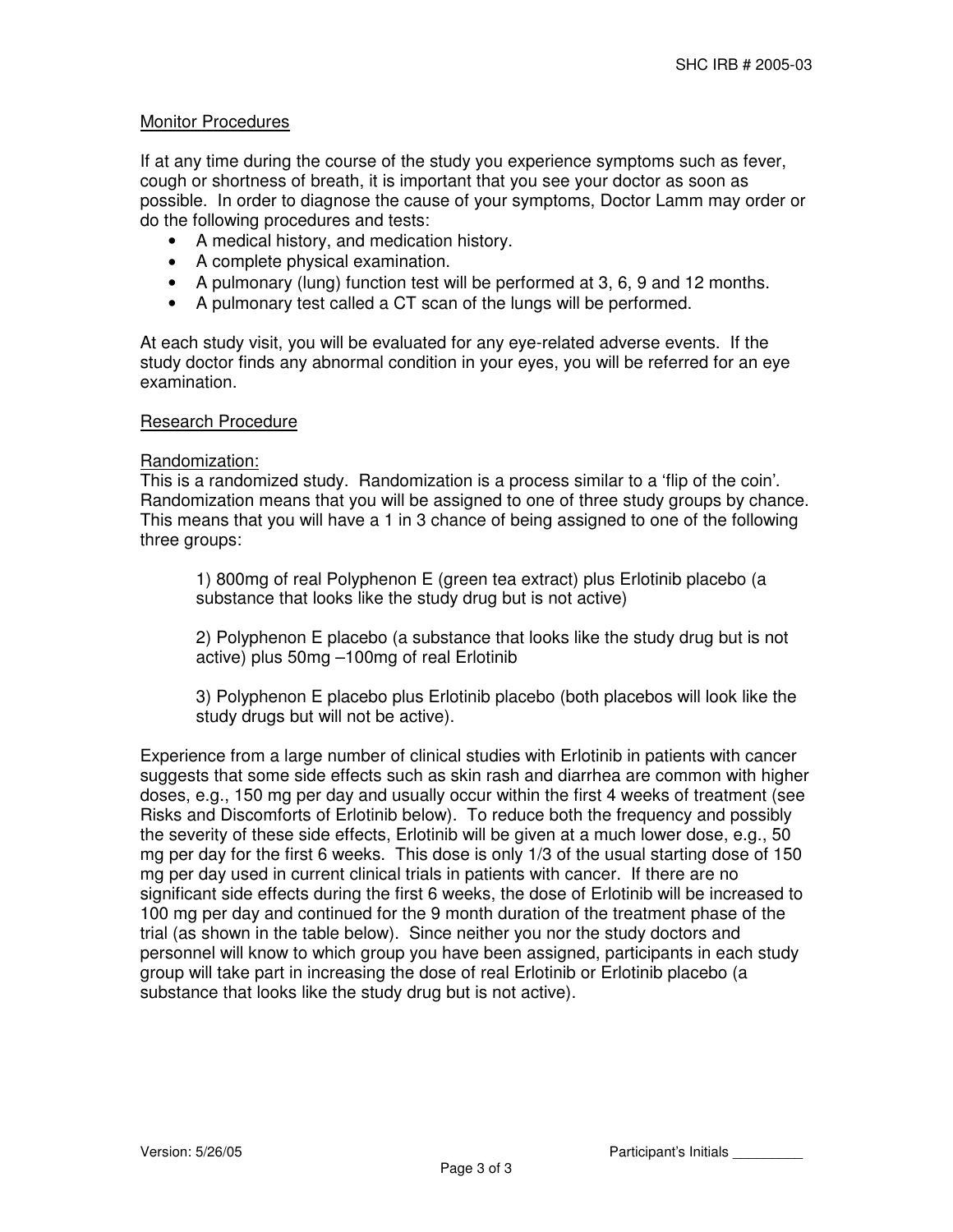Monitor Procedures

If at any time during the course of the study you experience symptoms such as fever, cough or shortness of breath, it is important that you see your doctor as soon as possible. In order to diagnose the cause of your symptoms, Doctor Lamm may order or do the following procedures and tests:

- A medical history, and medication history.
- A complete physical examination.
- A pulmonary (lung) function test will be performed at 3, 6, 9 and 12 months.
- A pulmonary test called a CT scan of the lungs will be performed.

At each study visit, you will be evaluated for any eye-related adverse events. If the study doctor finds any abnormal condition in your eyes, you will be referred for an eye examination.

Research Procedure

Randomization:
This is a randomized study. Randomization is a process similar to a 'flip of the coin'. Randomization means that you will be assigned to one of three study groups by chance. This means that you will have a 1 in 3 chance of being assigned to one of the following three groups:

1) 800mg of real Polyphenon E (green tea extract) plus Erlotinib placebo (a substance that looks like the study drug but is not active)

2) Polyphenon E placebo (a substance that looks like the study drug but is not active) plus 50mg –100mg of real Erlotinib

3) Polyphenon E placebo plus Erlotinib placebo (both placebos will look like the study drugs but will not be active).

Experience from a large number of clinical studies with Erlotinib in patients with cancer suggests that some side effects such as skin rash and diarrhea are common with higher doses, e.g., 150 mg per day and usually occur within the first 4 weeks of treatment (see Risks and Discomforts of Erlotinib below). To reduce both the frequency and possibly the severity of these side effects, Erlotinib will be given at a much lower dose, e.g., 50 mg per day for the first 6 weeks. This dose is only 1/3 of the usual starting dose of 150 mg per day used in current clinical trials in patients with cancer. If there are no significant side effects during the first 6 weeks, the dose of Erlotinib will be increased to 100 mg per day and continued for the 9 month duration of the treatment phase of the trial (as shown in the table below). Since neither you nor the study doctors and personnel will know to which group you have been assigned, participants in each study group will take part in increasing the dose of real Erlotinib or Erlotinib placebo (a substance that looks like the study drug but is not active).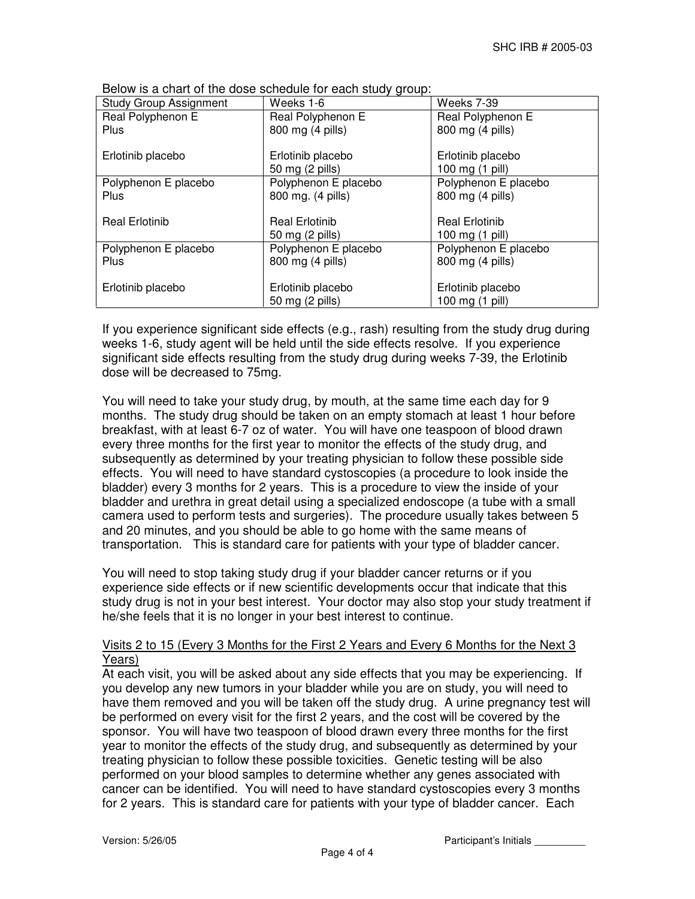Below is a chart of the dose schedule for each study group:

| Study Group Assignment | Weeks 1-6 | Weeks 7-39 |
|---|---|---|
| Real Polyphenon E<br>Plus<br><br>Erlotinib placebo | Real Polyphenon E<br>800 mg (4 pills)<br><br>Erlotinib placebo<br>50 mg (2 pills) | Real Polyphenon E<br>800 mg (4 pills)<br><br>Erlotinib placebo<br>100 mg (1 pill) |
| Polyphenon E placebo<br>Plus<br><br>Real Erlotinib | Polyphenon E placebo<br>800 mg. (4 pills)<br><br>Real Erlotinib<br>50 mg (2 pills) | Polyphenon E placebo<br>800 mg (4 pills)<br><br>Real Erlotinib<br>100 mg (1 pill) |
| Polyphenon E placebo<br>Plus<br><br>Erlotinib placebo | Polyphenon E placebo<br>800 mg (4 pills)<br><br>Erlotinib placebo<br>50 mg (2 pills) | Polyphenon E placebo<br>800 mg (4 pills)<br><br>Erlotinib placebo<br>100 mg (1 pill) |

If you experience significant side effects (e.g., rash) resulting from the study drug during weeks 1-6, study agent will be held until the side effects resolve. If you experience significant side effects resulting from the study drug during weeks 7-39, the Erlotinib dose will be decreased to 75mg.

You will need to take your study drug, by mouth, at the same time each day for 9 months. The study drug should be taken on an empty stomach at least 1 hour before breakfast, with at least 6-7 oz of water. You will have one teaspoon of blood drawn every three months for the first year to monitor the effects of the study drug, and subsequently as determined by your treating physician to follow these possible side effects. You will need to have standard cystoscopies (a procedure to look inside the bladder) every 3 months for 2 years. This is a procedure to view the inside of your bladder and urethra in great detail using a specialized endoscope (a tube with a small camera used to perform tests and surgeries). The procedure usually takes between 5 and 20 minutes, and you should be able to go home with the same means of transportation. This is standard care for patients with your type of bladder cancer.

You will need to stop taking study drug if your bladder cancer returns or if you experience side effects or if new scientific developments occur that indicate that this study drug is not in your best interest. Your doctor may also stop your study treatment if he/she feels that it is no longer in your best interest to continue.

Visits 2 to 15 (Every 3 Months for the First 2 Years and Every 6 Months for the Next 3 Years)

At each visit, you will be asked about any side effects that you may be experiencing. If you develop any new tumors in your bladder while you are on study, you will need to have them removed and you will be taken off the study drug. A urine pregnancy test will be performed on every visit for the first 2 years, and the cost will be covered by the sponsor. You will have two teaspoon of blood drawn every three months for the first year to monitor the effects of the study drug, and subsequently as determined by your treating physician to follow these possible toxicities. Genetic testing will be also performed on your blood samples to determine whether any genes associated with cancer can be identified. You will need to have standard cystoscopies every 3 months for 2 years. This is standard care for patients with your type of bladder cancer. Each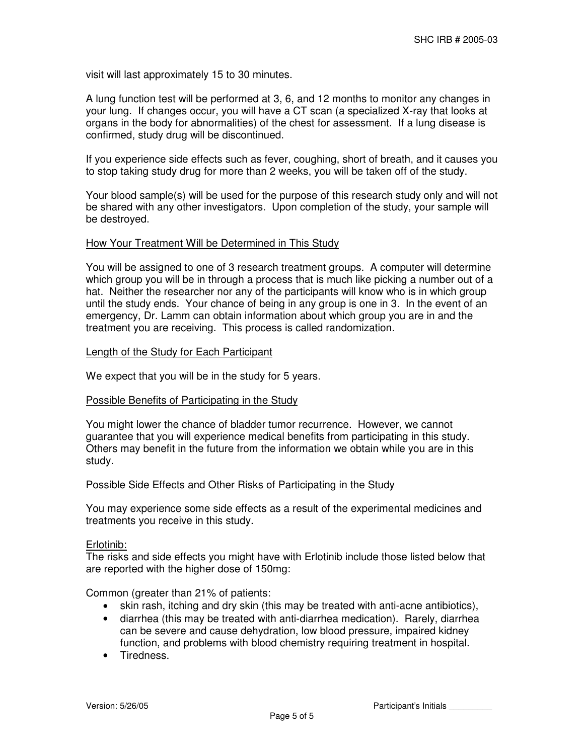visit will last approximately 15 to 30 minutes.

A lung function test will be performed at 3, 6, and 12 months to monitor any changes in your lung. If changes occur, you will have a CT scan (a specialized X-ray that looks at organs in the body for abnormalities) of the chest for assessment. If a lung disease is confirmed, study drug will be discontinued.

If you experience side effects such as fever, coughing, short of breath, and it causes you to stop taking study drug for more than 2 weeks, you will be taken off of the study.

Your blood sample(s) will be used for the purpose of this research study only and will not be shared with any other investigators. Upon completion of the study, your sample will be destroyed.

<u>How Your Treatment Will be Determined in This Study</u>

You will be assigned to one of 3 research treatment groups. A computer will determine which group you will be in through a process that is much like picking a number out of a hat. Neither the researcher nor any of the participants will know who is in which group until the study ends. Your chance of being in any group is one in 3. In the event of an emergency, Dr. Lamm can obtain information about which group you are in and the treatment you are receiving. This process is called randomization.

<u>Length of the Study for Each Participant</u>

We expect that you will be in the study for 5 years.

<u>Possible Benefits of Participating in the Study</u>

You might lower the chance of bladder tumor recurrence. However, we cannot guarantee that you will experience medical benefits from participating in this study. Others may benefit in the future from the information we obtain while you are in this study.

<u>Possible Side Effects and Other Risks of Participating in the Study</u>

You may experience some side effects as a result of the experimental medicines and treatments you receive in this study.

<u>Erlotinib:</u>
The risks and side effects you might have with Erlotinib include those listed below that are reported with the higher dose of 150mg:

Common (greater than 21% of patients:

- skin rash, itching and dry skin (this may be treated with anti-acne antibiotics),
- diarrhea (this may be treated with anti-diarrhea medication). Rarely, diarrhea can be severe and cause dehydration, low blood pressure, impaired kidney function, and problems with blood chemistry requiring treatment in hospital.
- Tiredness.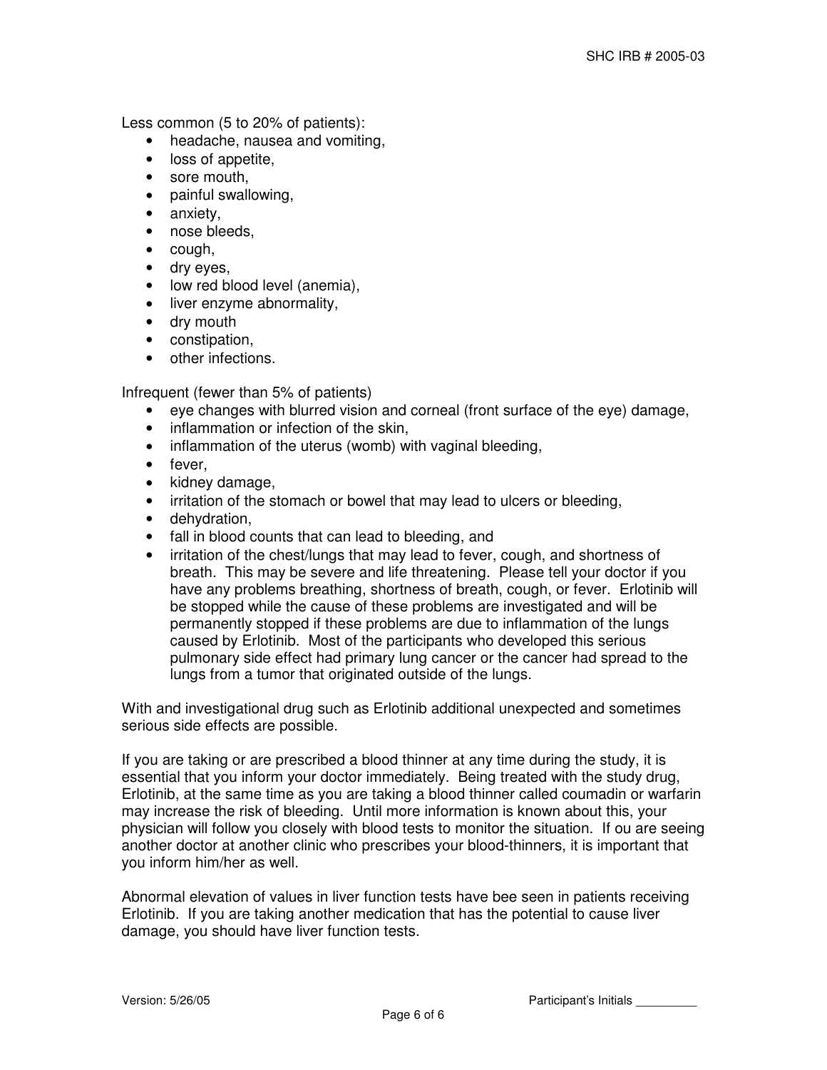Less common (5 to 20% of patients):

- headache, nausea and vomiting,
- loss of appetite,
- sore mouth,
- painful swallowing,
- anxiety,
- nose bleeds,
- cough,
- dry eyes,
- low red blood level (anemia),
- liver enzyme abnormality,
- dry mouth
- constipation,
- other infections.

Infrequent (fewer than 5% of patients)

- eye changes with blurred vision and corneal (front surface of the eye) damage,
- inflammation or infection of the skin,
- inflammation of the uterus (womb) with vaginal bleeding,
- fever,
- kidney damage,
- irritation of the stomach or bowel that may lead to ulcers or bleeding,
- dehydration,
- fall in blood counts that can lead to bleeding, and
- irritation of the chest/lungs that may lead to fever, cough, and shortness of breath. This may be severe and life threatening. Please tell your doctor if you have any problems breathing, shortness of breath, cough, or fever. Erlotinib will be stopped while the cause of these problems are investigated and will be permanently stopped if these problems are due to inflammation of the lungs caused by Erlotinib. Most of the participants who developed this serious pulmonary side effect had primary lung cancer or the cancer had spread to the lungs from a tumor that originated outside of the lungs.

With and investigational drug such as Erlotinib additional unexpected and sometimes serious side effects are possible.

If you are taking or are prescribed a blood thinner at any time during the study, it is essential that you inform your doctor immediately. Being treated with the study drug, Erlotinib, at the same time as you are taking a blood thinner called coumadin or warfarin may increase the risk of bleeding. Until more information is known about this, your physician will follow you closely with blood tests to monitor the situation. If ou are seeing another doctor at another clinic who prescribes your blood-thinners, it is important that you inform him/her as well.

Abnormal elevation of values in liver function tests have bee seen in patients receiving Erlotinib. If you are taking another medication that has the potential to cause liver damage, you should have liver function tests.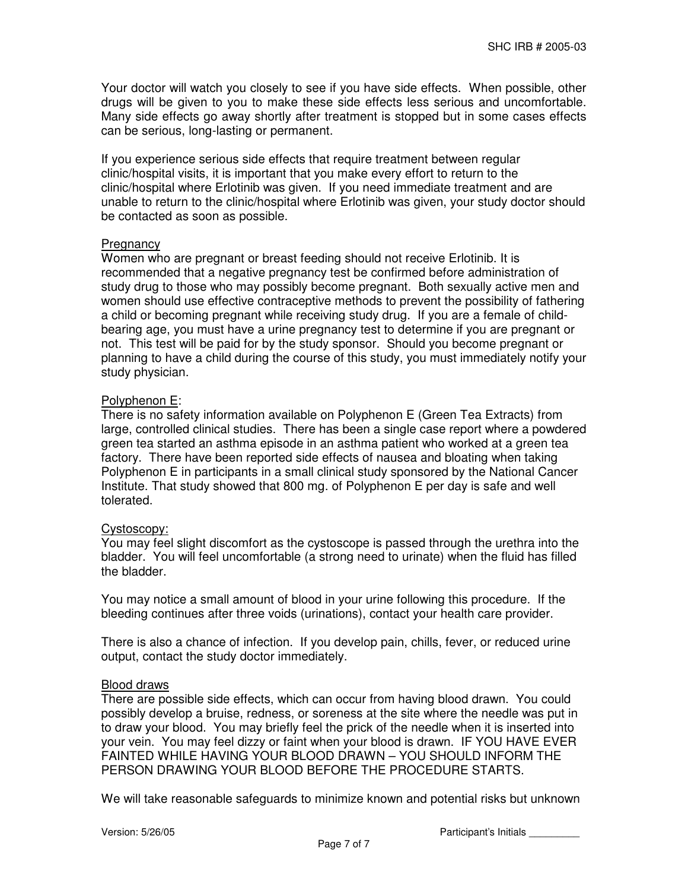Your doctor will watch you closely to see if you have side effects. When possible, other drugs will be given to you to make these side effects less serious and uncomfortable. Many side effects go away shortly after treatment is stopped but in some cases effects can be serious, long-lasting or permanent.

If you experience serious side effects that require treatment between regular clinic/hospital visits, it is important that you make every effort to return to the clinic/hospital where Erlotinib was given. If you need immediate treatment and are unable to return to the clinic/hospital where Erlotinib was given, your study doctor should be contacted as soon as possible.

Pregnancy

Women who are pregnant or breast feeding should not receive Erlotinib. It is recommended that a negative pregnancy test be confirmed before administration of study drug to those who may possibly become pregnant. Both sexually active men and women should use effective contraceptive methods to prevent the possibility of fathering a child or becoming pregnant while receiving study drug. If you are a female of child-bearing age, you must have a urine pregnancy test to determine if you are pregnant or not. This test will be paid for by the study sponsor. Should you become pregnant or planning to have a child during the course of this study, you must immediately notify your study physician.

Polyphenon E:

There is no safety information available on Polyphenon E (Green Tea Extracts) from large, controlled clinical studies. There has been a single case report where a powdered green tea started an asthma episode in an asthma patient who worked at a green tea factory. There have been reported side effects of nausea and bloating when taking Polyphenon E in participants in a small clinical study sponsored by the National Cancer Institute. That study showed that 800 mg. of Polyphenon E per day is safe and well tolerated.

Cystoscopy:

You may feel slight discomfort as the cystoscope is passed through the urethra into the bladder. You will feel uncomfortable (a strong need to urinate) when the fluid has filled the bladder.

You may notice a small amount of blood in your urine following this procedure. If the bleeding continues after three voids (urinations), contact your health care provider.

There is also a chance of infection. If you develop pain, chills, fever, or reduced urine output, contact the study doctor immediately.

Blood draws

There are possible side effects, which can occur from having blood drawn. You could possibly develop a bruise, redness, or soreness at the site where the needle was put in to draw your blood. You may briefly feel the prick of the needle when it is inserted into your vein. You may feel dizzy or faint when your blood is drawn. IF YOU HAVE EVER FAINTED WHILE HAVING YOUR BLOOD DRAWN – YOU SHOULD INFORM THE PERSON DRAWING YOUR BLOOD BEFORE THE PROCEDURE STARTS.

We will take reasonable safeguards to minimize known and potential risks but unknown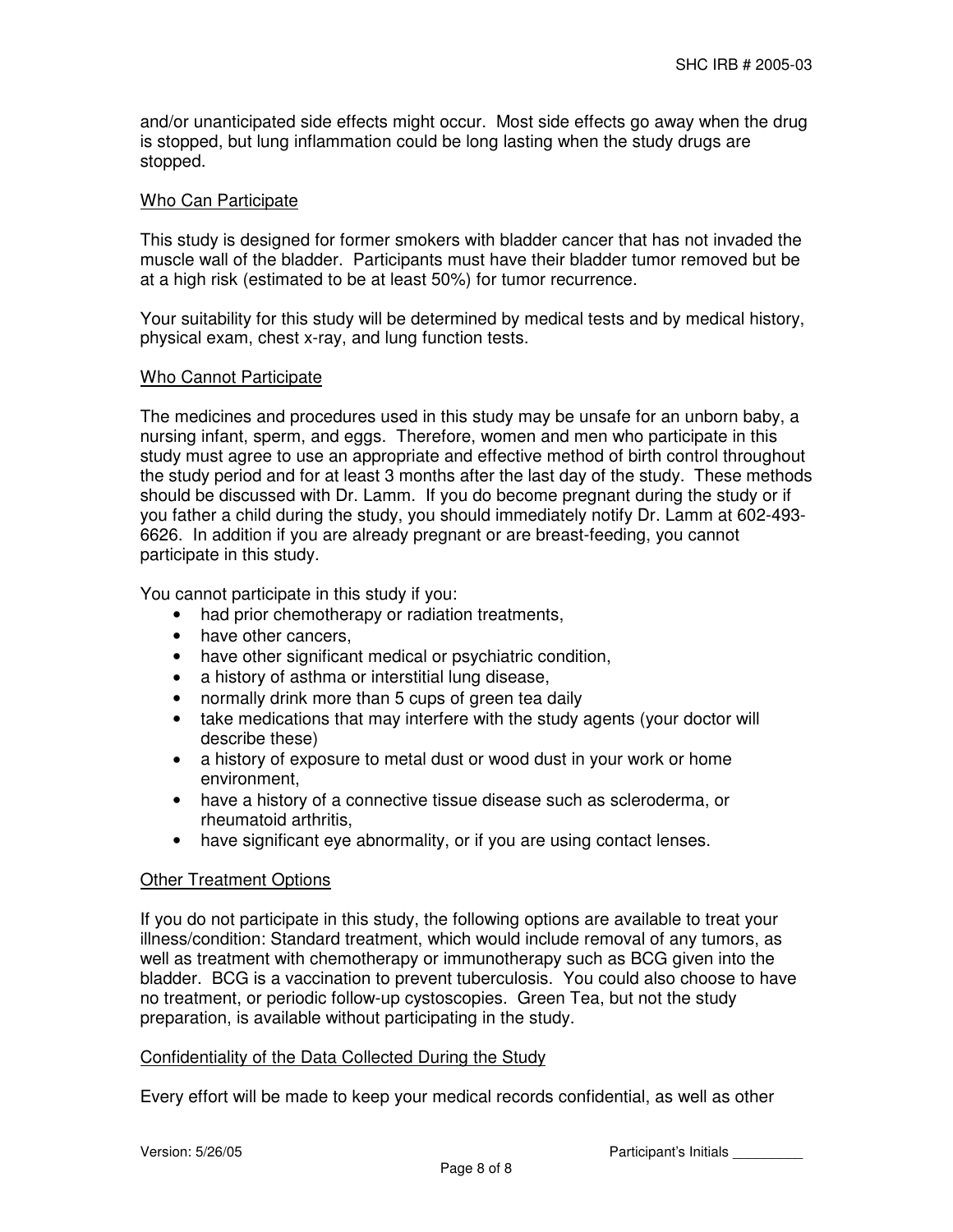and/or unanticipated side effects might occur. Most side effects go away when the drug is stopped, but lung inflammation could be long lasting when the study drugs are stopped.

## Who Can Participate

This study is designed for former smokers with bladder cancer that has not invaded the muscle wall of the bladder. Participants must have their bladder tumor removed but be at a high risk (estimated to be at least 50%) for tumor recurrence.

Your suitability for this study will be determined by medical tests and by medical history, physical exam, chest x-ray, and lung function tests.

## Who Cannot Participate

The medicines and procedures used in this study may be unsafe for an unborn baby, a nursing infant, sperm, and eggs. Therefore, women and men who participate in this study must agree to use an appropriate and effective method of birth control throughout the study period and for at least 3 months after the last day of the study. These methods should be discussed with Dr. Lamm. If you do become pregnant during the study or if you father a child during the study, you should immediately notify Dr. Lamm at 602-493-6626. In addition if you are already pregnant or are breast-feeding, you cannot participate in this study.

You cannot participate in this study if you:

- had prior chemotherapy or radiation treatments,
- have other cancers,
- have other significant medical or psychiatric condition,
- a history of asthma or interstitial lung disease,
- normally drink more than 5 cups of green tea daily
- take medications that may interfere with the study agents (your doctor will describe these)
- a history of exposure to metal dust or wood dust in your work or home environment,
- have a history of a connective tissue disease such as scleroderma, or rheumatoid arthritis,
- have significant eye abnormality, or if you are using contact lenses.

## Other Treatment Options

If you do not participate in this study, the following options are available to treat your illness/condition: Standard treatment, which would include removal of any tumors, as well as treatment with chemotherapy or immunotherapy such as BCG given into the bladder. BCG is a vaccination to prevent tuberculosis. You could also choose to have no treatment, or periodic follow-up cystoscopies. Green Tea, but not the study preparation, is available without participating in the study.

## Confidentiality of the Data Collected During the Study

Every effort will be made to keep your medical records confidential, as well as other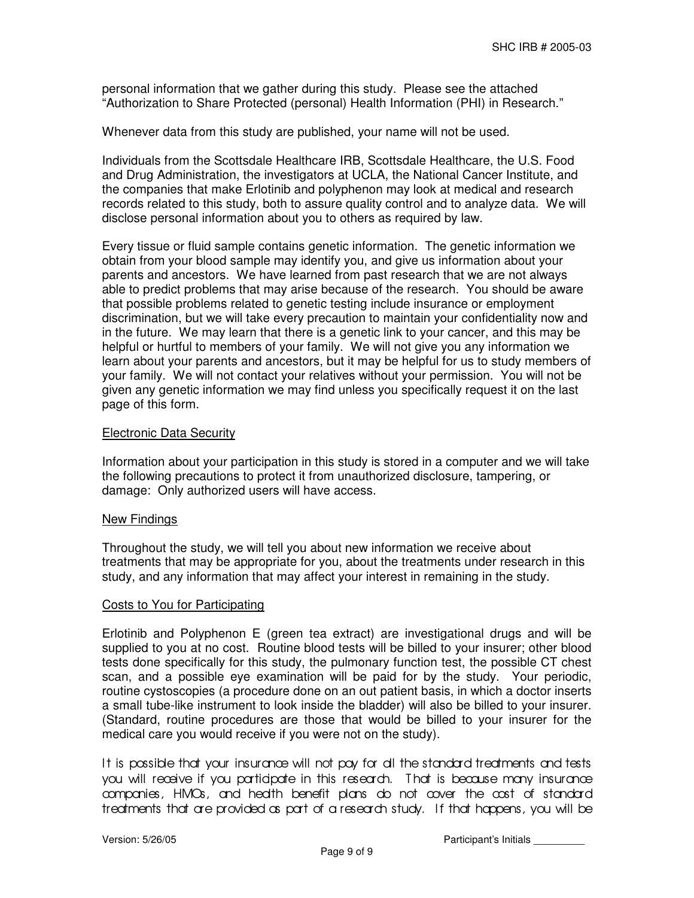personal information that we gather during this study. Please see the attached "Authorization to Share Protected (personal) Health Information (PHI) in Research."

Whenever data from this study are published, your name will not be used.

Individuals from the Scottsdale Healthcare IRB, Scottsdale Healthcare, the U.S. Food and Drug Administration, the investigators at UCLA, the National Cancer Institute, and the companies that make Erlotinib and polyphenon may look at medical and research records related to this study, both to assure quality control and to analyze data. We will disclose personal information about you to others as required by law.

Every tissue or fluid sample contains genetic information. The genetic information we obtain from your blood sample may identify you, and give us information about your parents and ancestors. We have learned from past research that we are not always able to predict problems that may arise because of the research. You should be aware that possible problems related to genetic testing include insurance or employment discrimination, but we will take every precaution to maintain your confidentiality now and in the future. We may learn that there is a genetic link to your cancer, and this may be helpful or hurtful to members of your family. We will not give you any information we learn about your parents and ancestors, but it may be helpful for us to study members of your family. We will not contact your relatives without your permission. You will not be given any genetic information we may find unless you specifically request it on the last page of this form.

## Electronic Data Security

Information about your participation in this study is stored in a computer and we will take the following precautions to protect it from unauthorized disclosure, tampering, or damage: Only authorized users will have access.

## New Findings

Throughout the study, we will tell you about new information we receive about treatments that may be appropriate for you, about the treatments under research in this study, and any information that may affect your interest in remaining in the study.

## Costs to You for Participating

Erlotinib and Polyphenon E (green tea extract) are investigational drugs and will be supplied to you at no cost. Routine blood tests will be billed to your insurer; other blood tests done specifically for this study, the pulmonary function test, the possible CT chest scan, and a possible eye examination will be paid for by the study. Your periodic, routine cystoscopies (a procedure done on an out patient basis, in which a doctor inserts a small tube-like instrument to look inside the bladder) will also be billed to your insurer. (Standard, routine procedures are those that would be billed to your insurer for the medical care you would receive if you were not on the study).

It is possible that your insurance will not pay for all the standard treatments and tests you will receive if you participate in this research. That is because many insurance companies, HMOs, and health benefit plans do not cover the cost of standard treatments that are provided as part of a research study. If that happens, you will be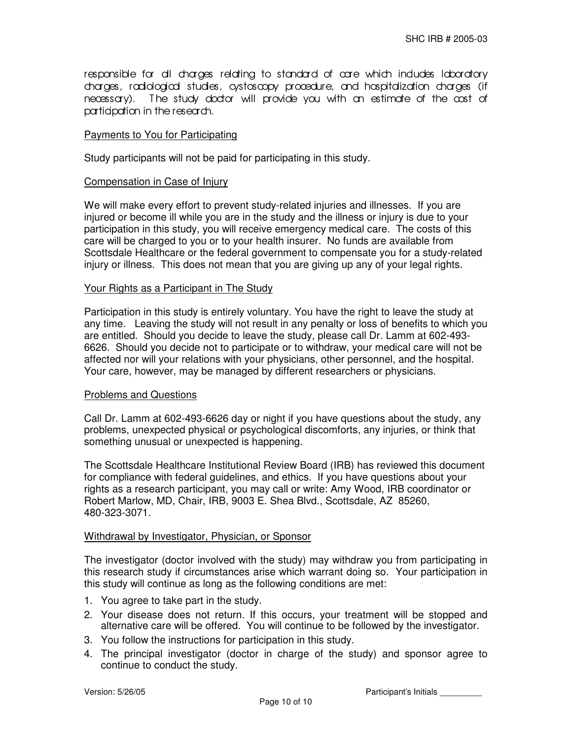responsible for all charges relating to standard of care which includes laboratory charges, radiological studies, cystoscopy procedure, and hospitalization charges (if necessary). The study doctor will provide you with an estimate of the cost of participation in the research.

## Payments to You for Participating

Study participants will not be paid for participating in this study.

## Compensation in Case of Injury

We will make every effort to prevent study-related injuries and illnesses. If you are injured or become ill while you are in the study and the illness or injury is due to your participation in this study, you will receive emergency medical care. The costs of this care will be charged to you or to your health insurer. No funds are available from Scottsdale Healthcare or the federal government to compensate you for a study-related injury or illness. This does not mean that you are giving up any of your legal rights.

## Your Rights as a Participant in The Study

Participation in this study is entirely voluntary. You have the right to leave the study at any time. Leaving the study will not result in any penalty or loss of benefits to which you are entitled. Should you decide to leave the study, please call Dr. Lamm at 602-493-6626. Should you decide not to participate or to withdraw, your medical care will not be affected nor will your relations with your physicians, other personnel, and the hospital. Your care, however, may be managed by different researchers or physicians.

## Problems and Questions

Call Dr. Lamm at 602-493-6626 day or night if you have questions about the study, any problems, unexpected physical or psychological discomforts, any injuries, or think that something unusual or unexpected is happening.

The Scottsdale Healthcare Institutional Review Board (IRB) has reviewed this document for compliance with federal guidelines, and ethics. If you have questions about your rights as a research participant, you may call or write: Amy Wood, IRB coordinator or Robert Marlow, MD, Chair, IRB, 9003 E. Shea Blvd., Scottsdale, AZ 85260, 480-323-3071.

## Withdrawal by Investigator, Physician, or Sponsor

The investigator (doctor involved with the study) may withdraw you from participating in this research study if circumstances arise which warrant doing so. Your participation in this study will continue as long as the following conditions are met:

1. You agree to take part in the study.
2. Your disease does not return. If this occurs, your treatment will be stopped and alternative care will be offered. You will continue to be followed by the investigator.
3. You follow the instructions for participation in this study.
4. The principal investigator (doctor in charge of the study) and sponsor agree to continue to conduct the study.

Version: 5/26/05 Participant's Initials _________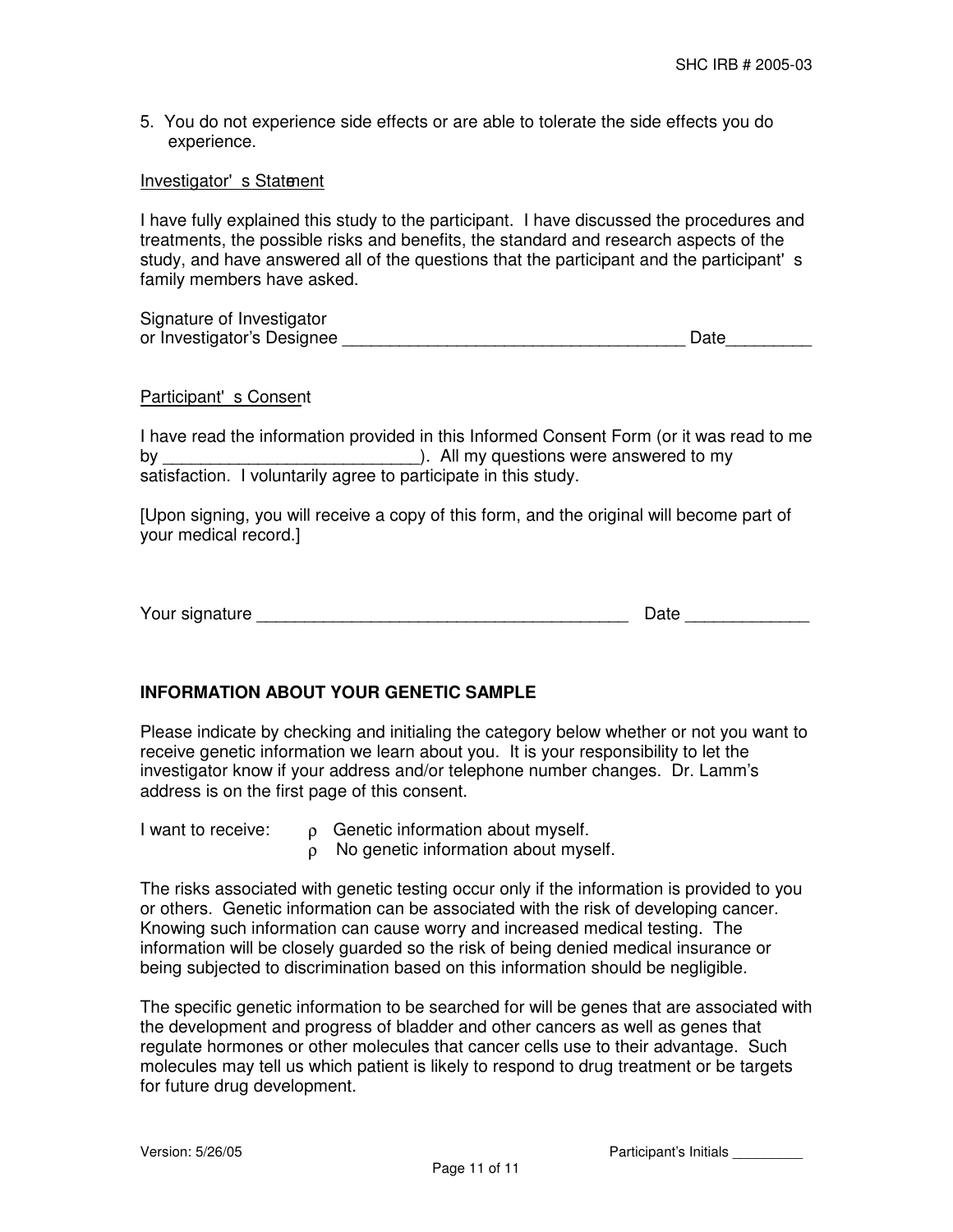5. You do not experience side effects or are able to tolerate the side effects you do experience.

Investigator's Statement

I have fully explained this study to the participant. I have discussed the procedures and treatments, the possible risks and benefits, the standard and research aspects of the study, and have answered all of the questions that the participant and the participant's family members have asked.

Signature of Investigator
or Investigator's Designee ____________________________________ Date_________

Participant's Consent

I have read the information provided in this Informed Consent Form (or it was read to me by ___________________________). All my questions were answered to my satisfaction. I voluntarily agree to participate in this study.

[Upon signing, you will receive a copy of this form, and the original will become part of your medical record.]

Your signature ________________________________________ Date _____________

**INFORMATION ABOUT YOUR GENETIC SAMPLE**

Please indicate by checking and initialing the category below whether or not you want to receive genetic information we learn about you. It is your responsibility to let the investigator know if your address and/or telephone number changes. Dr. Lamm's address is on the first page of this consent.

I want to receive:
- ρ Genetic information about myself.
- ρ No genetic information about myself.

The risks associated with genetic testing occur only if the information is provided to you or others. Genetic information can be associated with the risk of developing cancer. Knowing such information can cause worry and increased medical testing. The information will be closely guarded so the risk of being denied medical insurance or being subjected to discrimination based on this information should be negligible.

The specific genetic information to be searched for will be genes that are associated with the development and progress of bladder and other cancers as well as genes that regulate hormones or other molecules that cancer cells use to their advantage. Such molecules may tell us which patient is likely to respond to drug treatment or be targets for future drug development.

Participant's Initials _________